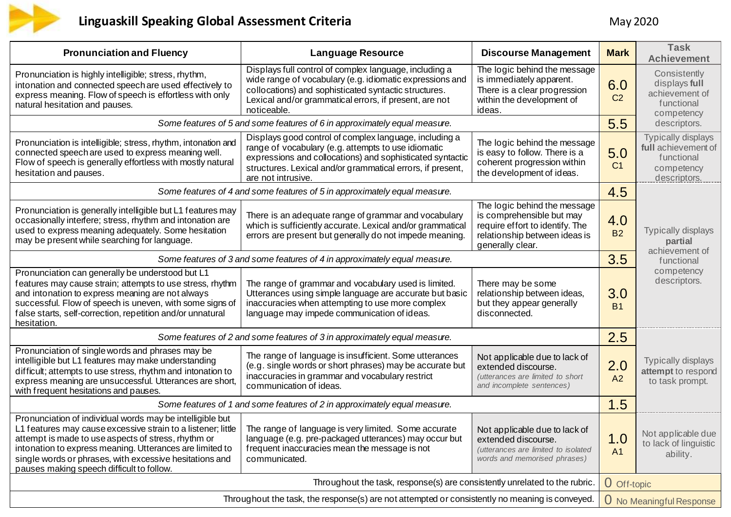# Linguaskill Speaking Global Assessment Criteria

May 2020

| Pronunciation and Fluency | Language Resource | Discourse Management | Mark | Task Achievement |
|---|---|---|---|---|
| Pronunciation is highly intelligible; stress, rhythm, intonation and connected speech are used effectively to express meaning. Flow of speech is effortless with only natural hesitation and pauses. | Displays full control of complex language, including a wide range of vocabulary (e.g. idiomatic expressions and collocations) and sophisticated syntactic structures. Lexical and/or grammatical errors, if present, are not noticeable. | The logic behind the message is immediately apparent. There is a clear progression within the development of ideas. | 6.0 C2 | Consistently displays **full** achievement of functional competency descriptors. |
| *Some features of 5 and some features of 6 in approximately equal measure.* | | | 5.5 | |
| Pronunciation is intelligible; stress, rhythm, intonation and connected speech are used to express meaning well. Flow of speech is generally effortless with mostly natural hesitation and pauses. | Displays good control of complex language, including a range of vocabulary (e.g. attempts to use idiomatic expressions and collocations) and sophisticated syntactic structures. Lexical and/or grammatical errors, if present, are not intrusive. | The logic behind the message is easy to follow. There is a coherent progression within the development of ideas. | 5.0 C1 | Typically displays **full** achievement of functional competency descriptors. |
| *Some features of 4 and some features of 5 in approximately equal measure.* | | | 4.5 | Typically displays **partial** achievement of functional competency descriptors. |
| Pronunciation is generally intelligible but L1 features may occasionally interfere; stress, rhythm and intonation are used to express meaning adequately. Some hesitation may be present while searching for language. | There is an adequate range of grammar and vocabulary which is sufficiently accurate. Lexical and/or grammatical errors are present but generally do not impede meaning. | The logic behind the message is comprehensible but may require effort to identify. The relationship between ideas is generally clear. | 4.0 B2 | |
| *Some features of 3 and some features of 4 in approximately equal measure.* | | | 3.5 | |
| Pronunciation can generally be understood but L1 features may cause strain; attempts to use stress, rhythm and intonation to express meaning are not always successful. Flow of speech is uneven, with some signs of false starts, self-correction, repetition and/or unnatural hesitation. | The range of grammar and vocabulary used is limited. Utterances using simple language are accurate but basic inaccuracies when attempting to use more complex language may impede communication of ideas. | There may be some relationship between ideas, but they appear generally disconnected. | 3.0 B1 | |
| *Some features of 2 and some features of 3 in approximately equal measure.* | | | 2.5 | Typically displays **attempt** to respond to task prompt. |
| Pronunciation of single words and phrases may be intelligible but L1 features may make understanding difficult; attempts to use stress, rhythm and intonation to express meaning are unsuccessful. Utterances are short, with frequent hesitations and pauses. | The range of language is insufficient. Some utterances (e.g. single words or short phrases) may be accurate but inaccuracies in grammar and vocabulary restrict communication of ideas. | Not applicable due to lack of extended discourse. *(utterances are limited to short and incomplete sentences)* | 2.0 A2 | |
| *Some features of 1 and some features of 2 in approximately equal measure.* | | | 1.5 | |
| Pronunciation of individual words may be intelligible but L1 features may cause excessive strain to a listener; little attempt is made to use aspects of stress, rhythm or intonation to express meaning. Utterances are limited to single words or phrases, with excessive hesitations and pauses making speech difficult to follow. | The range of language is very limited. Some accurate language (e.g. pre-packaged utterances) may occur but frequent inaccuracies mean the message is not communicated. | Not applicable due to lack of extended discourse. *(utterances are limited to isolated words and memorised phrases)* | 1.0 A1 | Not applicable due to lack of linguistic ability. |
| Throughout the task, response(s) are consistently unrelated to the rubric. | | | 0 Off-topic | |
| Throughout the task, the response(s) are not attempted or consistently no meaning is conveyed. | | | 0 No Meaningful Response | |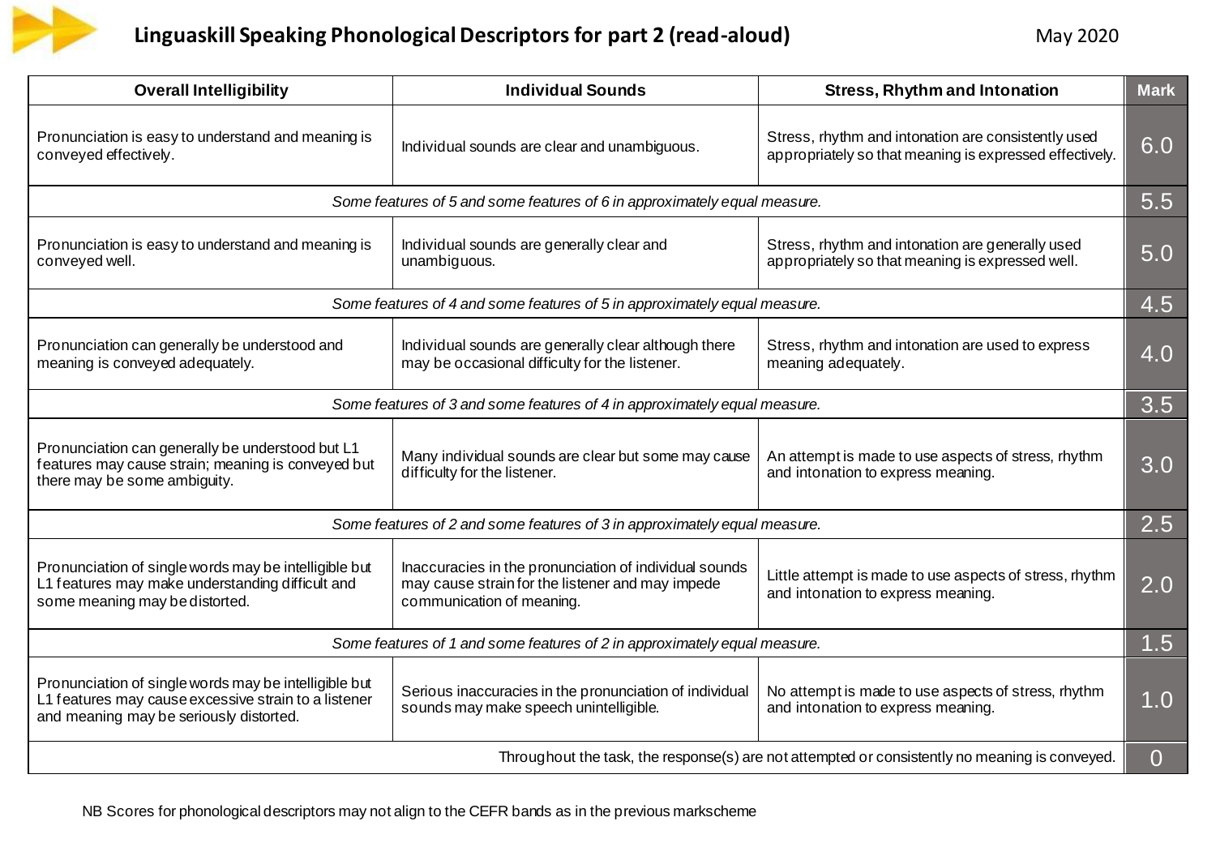# Linguaskill Speaking Phonological Descriptors for part 2 (read-aloud)

May 2020

| Overall Intelligibility | Individual Sounds | Stress, Rhythm and Intonation | Mark |
|---|---|---|---|
| Pronunciation is easy to understand and meaning is conveyed effectively. | Individual sounds are clear and unambiguous. | Stress, rhythm and intonation are consistently used appropriately so that meaning is expressed effectively. | 6.0 |
| *Some features of 5 and some features of 6 in approximately equal measure.* | | | 5.5 |
| Pronunciation is easy to understand and meaning is conveyed well. | Individual sounds are generally clear and unambiguous. | Stress, rhythm and intonation are generally used appropriately so that meaning is expressed well. | 5.0 |
| *Some features of 4 and some features of 5 in approximately equal measure.* | | | 4.5 |
| Pronunciation can generally be understood and meaning is conveyed adequately. | Individual sounds are generally clear although there may be occasional difficulty for the listener. | Stress, rhythm and intonation are used to express meaning adequately. | 4.0 |
| *Some features of 3 and some features of 4 in approximately equal measure.* | | | 3.5 |
| Pronunciation can generally be understood but L1 features may cause strain; meaning is conveyed but there may be some ambiguity. | Many individual sounds are clear but some may cause difficulty for the listener. | An attempt is made to use aspects of stress, rhythm and intonation to express meaning. | 3.0 |
| *Some features of 2 and some features of 3 in approximately equal measure.* | | | 2.5 |
| Pronunciation of single words may be intelligible but L1 features may make understanding difficult and some meaning may be distorted. | Inaccuracies in the pronunciation of individual sounds may cause strain for the listener and may impede communication of meaning. | Little attempt is made to use aspects of stress, rhythm and intonation to express meaning. | 2.0 |
| *Some features of 1 and some features of 2 in approximately equal measure.* | | | 1.5 |
| Pronunciation of single words may be intelligible but L1 features may cause excessive strain to a listener and meaning may be seriously distorted. | Serious inaccuracies in the pronunciation of individual sounds may make speech unintelligible. | No attempt is made to use aspects of stress, rhythm and intonation to express meaning. | 1.0 |
| Throughout the task, the response(s) are not attempted or consistently no meaning is conveyed. | | | 0 |

NB Scores for phonological descriptors may not align to the CEFR bands as in the previous markscheme